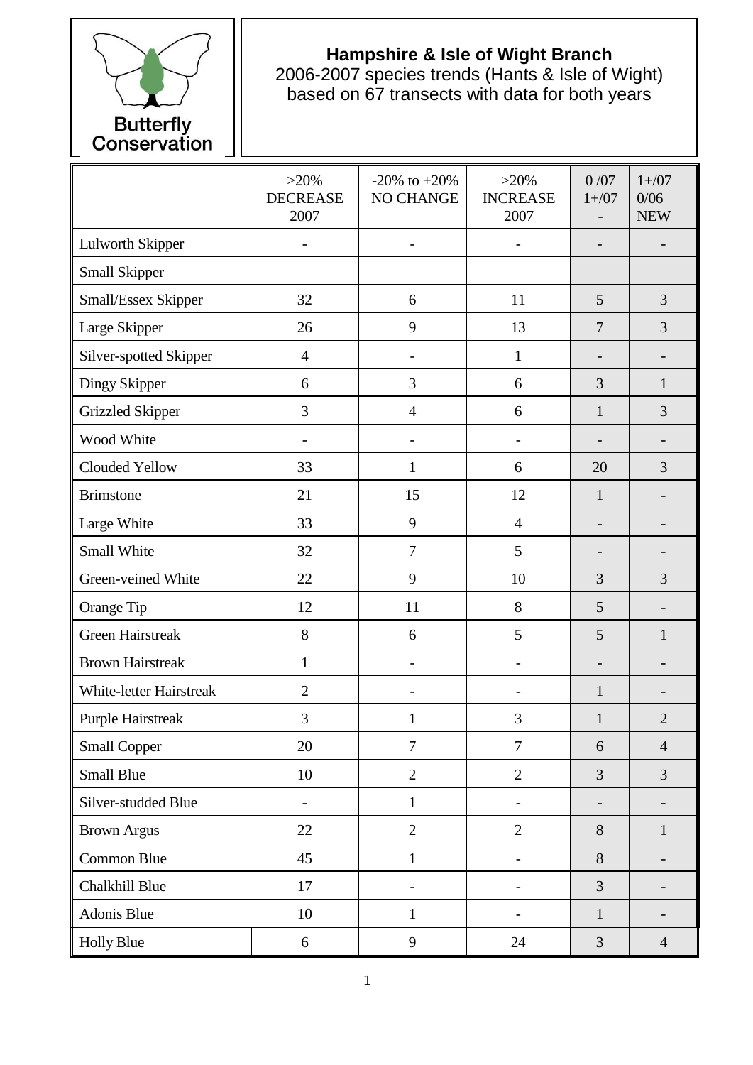Butterfly Conservation

**Hampshire & Isle of Wight Branch**
2006-2007 species trends (Hants & Isle of Wight)
based on 67 transects with data for both years

| | >20% DECREASE 2007 | -20% to +20% NO CHANGE | >20% INCREASE 2007 | 0 /07 1+/07 - | 1+/07 0/06 NEW |
|---|---|---|---|---|---|
| Lulworth Skipper | - | - | - | - | - |
| Small Skipper | | | | | |
| Small/Essex Skipper | 32 | 6 | 11 | 5 | 3 |
| Large Skipper | 26 | 9 | 13 | 7 | 3 |
| Silver-spotted Skipper | 4 | - | 1 | - | - |
| Dingy Skipper | 6 | 3 | 6 | 3 | 1 |
| Grizzled Skipper | 3 | 4 | 6 | 1 | 3 |
| Wood White | - | - | - | - | - |
| Clouded Yellow | 33 | 1 | 6 | 20 | 3 |
| Brimstone | 21 | 15 | 12 | 1 | - |
| Large White | 33 | 9 | 4 | - | - |
| Small White | 32 | 7 | 5 | - | - |
| Green-veined White | 22 | 9 | 10 | 3 | 3 |
| Orange Tip | 12 | 11 | 8 | 5 | - |
| Green Hairstreak | 8 | 6 | 5 | 5 | 1 |
| Brown Hairstreak | 1 | - | - | - | - |
| White-letter Hairstreak | 2 | - | - | 1 | - |
| Purple Hairstreak | 3 | 1 | 3 | 1 | 2 |
| Small Copper | 20 | 7 | 7 | 6 | 4 |
| Small Blue | 10 | 2 | 2 | 3 | 3 |
| Silver-studded Blue | - | 1 | - | - | - |
| Brown Argus | 22 | 2 | 2 | 8 | 1 |
| Common Blue | 45 | 1 | - | 8 | - |
| Chalkhill Blue | 17 | - | - | 3 | - |
| Adonis Blue | 10 | 1 | - | 1 | - |
| Holly Blue | 6 | 9 | 24 | 3 | 4 |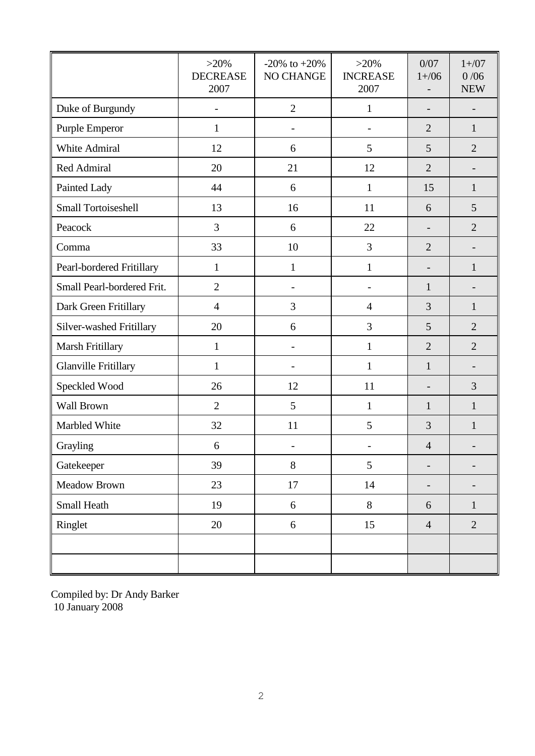| | >20% DECREASE 2007 | -20% to +20% NO CHANGE | >20% INCREASE 2007 | 0/07 1+/06 - | 1+/07 0 /06 NEW |
|---|---|---|---|---|---|
| Duke of Burgundy | - | 2 | 1 | - | - |
| Purple Emperor | 1 | - | - | 2 | 1 |
| White Admiral | 12 | 6 | 5 | 5 | 2 |
| Red Admiral | 20 | 21 | 12 | 2 | - |
| Painted Lady | 44 | 6 | 1 | 15 | 1 |
| Small Tortoiseshell | 13 | 16 | 11 | 6 | 5 |
| Peacock | 3 | 6 | 22 | - | 2 |
| Comma | 33 | 10 | 3 | 2 | - |
| Pearl-bordered Fritillary | 1 | 1 | 1 | - | 1 |
| Small Pearl-bordered Frit. | 2 | - | - | 1 | - |
| Dark Green Fritillary | 4 | 3 | 4 | 3 | 1 |
| Silver-washed Fritillary | 20 | 6 | 3 | 5 | 2 |
| Marsh Fritillary | 1 | - | 1 | 2 | 2 |
| Glanville Fritillary | 1 | - | 1 | 1 | - |
| Speckled Wood | 26 | 12 | 11 | - | 3 |
| Wall Brown | 2 | 5 | 1 | 1 | 1 |
| Marbled White | 32 | 11 | 5 | 3 | 1 |
| Grayling | 6 | - | - | 4 | - |
| Gatekeeper | 39 | 8 | 5 | - | - |
| Meadow Brown | 23 | 17 | 14 | - | - |
| Small Heath | 19 | 6 | 8 | 6 | 1 |
| Ringlet | 20 | 6 | 15 | 4 | 2 |
| | | | | | |
| | | | | | |

Compiled by: Dr Andy Barker
10 January 2008